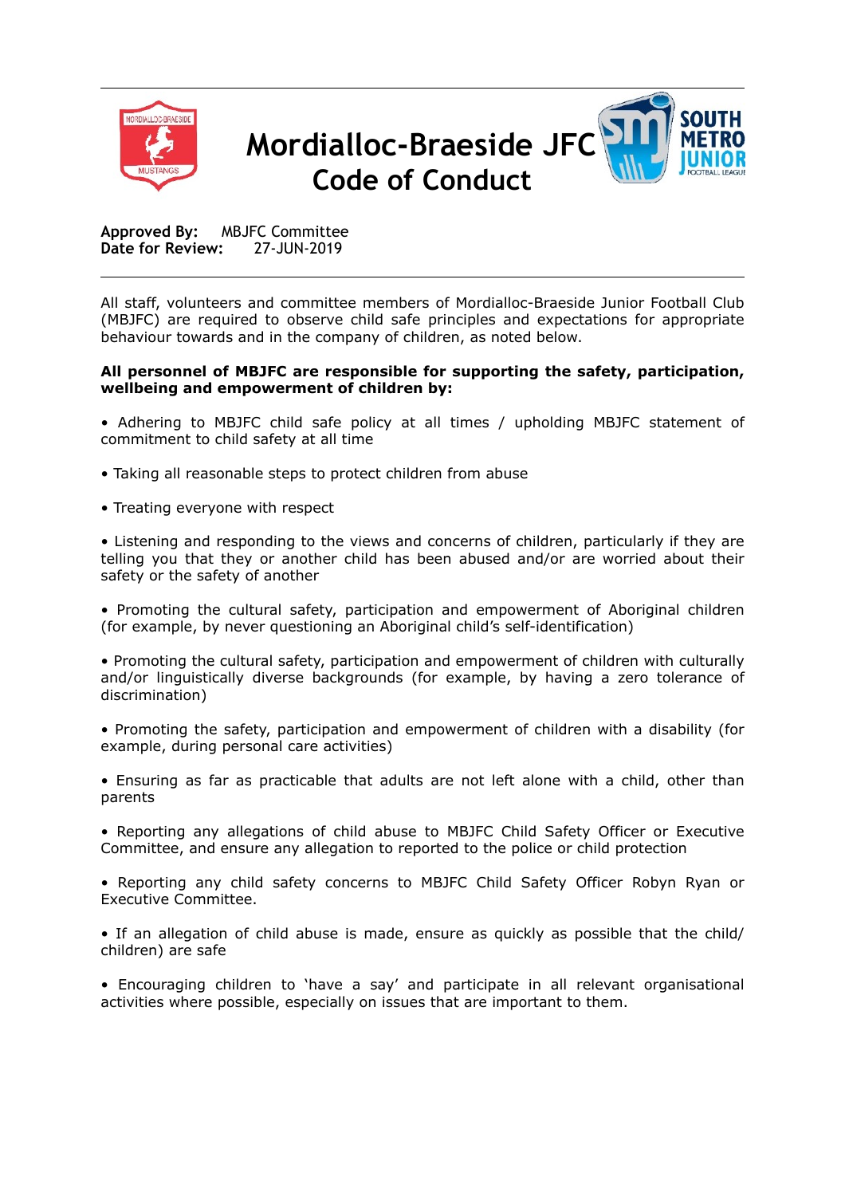# Mordialloc-Braeside JFC Code of Conduct

**Approved By:** MBJFC Committee
**Date for Review:** 27-JUN-2019

---

All staff, volunteers and committee members of Mordialloc-Braeside Junior Football Club (MBJFC) are required to observe child safe principles and expectations for appropriate behaviour towards and in the company of children, as noted below.

**All personnel of MBJFC are responsible for supporting the safety, participation, wellbeing and empowerment of children by:**

• Adhering to MBJFC child safe policy at all times / upholding MBJFC statement of commitment to child safety at all time

• Taking all reasonable steps to protect children from abuse

• Treating everyone with respect

• Listening and responding to the views and concerns of children, particularly if they are telling you that they or another child has been abused and/or are worried about their safety or the safety of another

• Promoting the cultural safety, participation and empowerment of Aboriginal children (for example, by never questioning an Aboriginal child's self-identification)

• Promoting the cultural safety, participation and empowerment of children with culturally and/or linguistically diverse backgrounds (for example, by having a zero tolerance of discrimination)

• Promoting the safety, participation and empowerment of children with a disability (for example, during personal care activities)

• Ensuring as far as practicable that adults are not left alone with a child, other than parents

• Reporting any allegations of child abuse to MBJFC Child Safety Officer or Executive Committee, and ensure any allegation to reported to the police or child protection

• Reporting any child safety concerns to MBJFC Child Safety Officer Robyn Ryan or Executive Committee.

• If an allegation of child abuse is made, ensure as quickly as possible that the child/ children) are safe

• Encouraging children to 'have a say' and participate in all relevant organisational activities where possible, especially on issues that are important to them.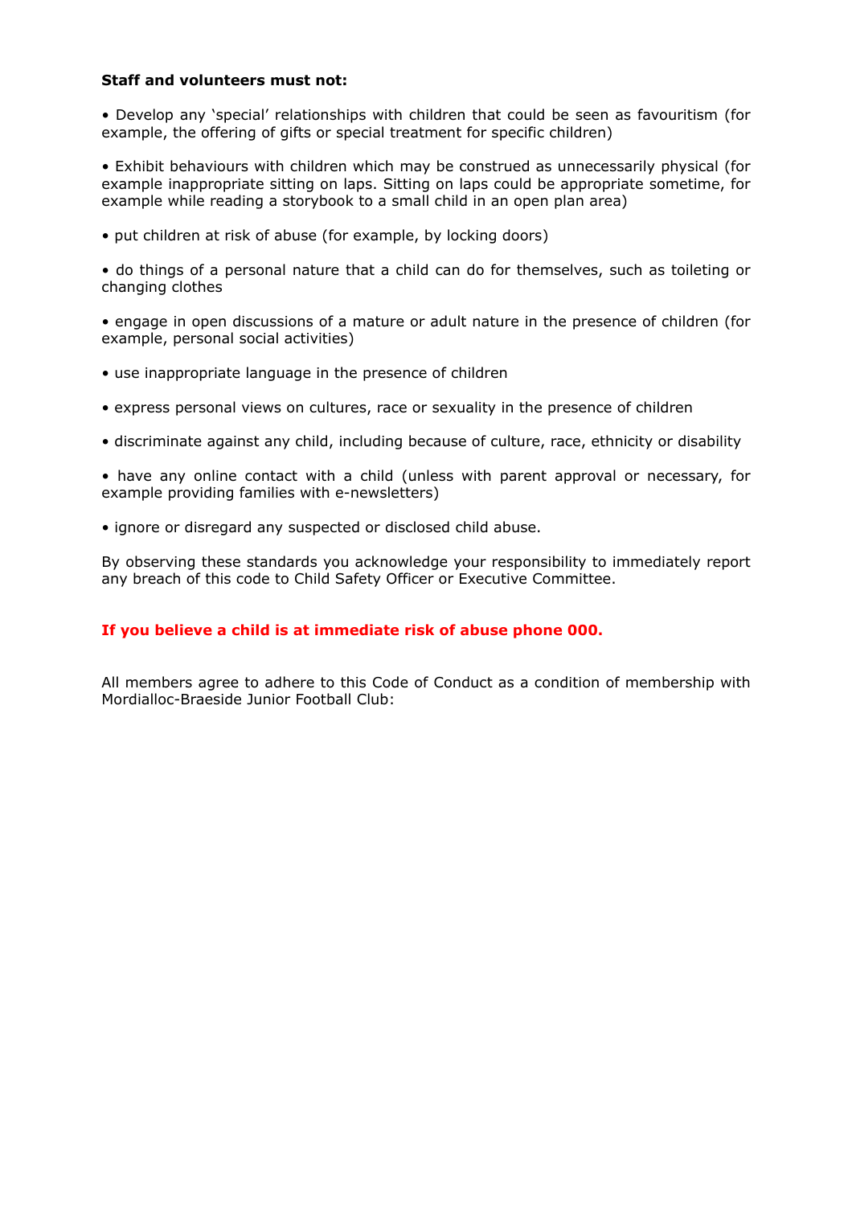**Staff and volunteers must not:**

- Develop any 'special' relationships with children that could be seen as favouritism (for example, the offering of gifts or special treatment for specific children)
- Exhibit behaviours with children which may be construed as unnecessarily physical (for example inappropriate sitting on laps. Sitting on laps could be appropriate sometime, for example while reading a storybook to a small child in an open plan area)
- put children at risk of abuse (for example, by locking doors)
- do things of a personal nature that a child can do for themselves, such as toileting or changing clothes
- engage in open discussions of a mature or adult nature in the presence of children (for example, personal social activities)
- use inappropriate language in the presence of children
- express personal views on cultures, race or sexuality in the presence of children
- discriminate against any child, including because of culture, race, ethnicity or disability
- have any online contact with a child (unless with parent approval or necessary, for example providing families with e-newsletters)
- ignore or disregard any suspected or disclosed child abuse.

By observing these standards you acknowledge your responsibility to immediately report any breach of this code to Child Safety Officer or Executive Committee.

**If you believe a child is at immediate risk of abuse phone 000.**

All members agree to adhere to this Code of Conduct as a condition of membership with Mordialloc-Braeside Junior Football Club: